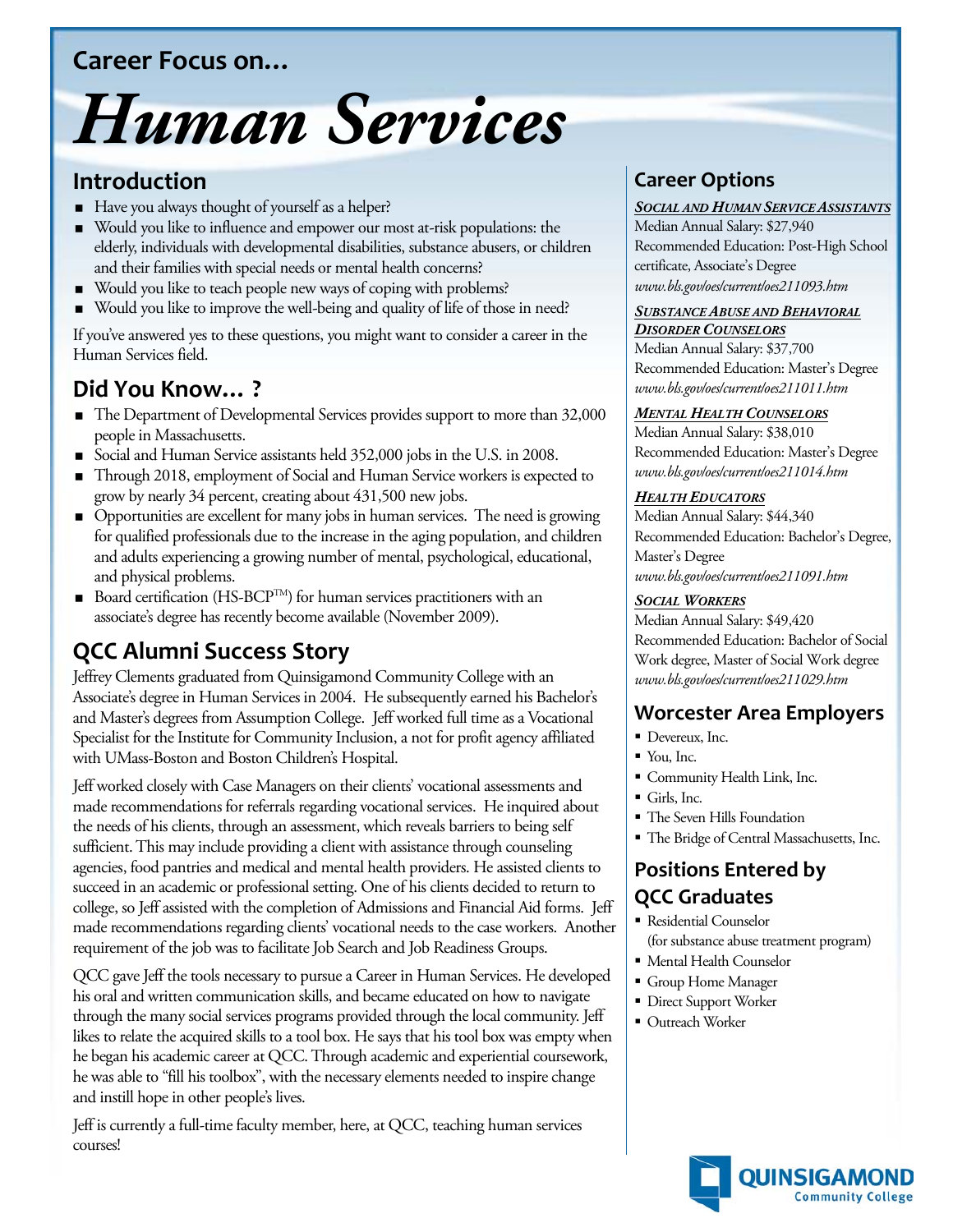## Career Focus on...

# *Human Services*

## Introduction

- Have you always thought of yourself as a helper?
- Would you like to influence and empower our most at-risk populations: the elderly, individuals with developmental disabilities, substance abusers, or children and their families with special needs or mental health concerns?
- Would you like to teach people new ways of coping with problems?
- Would you like to improve the well-being and quality of life of those in need?

If you've answered yes to these questions, you might want to consider a career in the Human Services field.

## Did You Know... ?

- The Department of Developmental Services provides support to more than 32,000 people in Massachusetts.
- Social and Human Service assistants held 352,000 jobs in the U.S. in 2008.
- Through 2018, employment of Social and Human Service workers is expected to grow by nearly 34 percent, creating about 431,500 new jobs.
- Opportunities are excellent for many jobs in human services. The need is growing for qualified professionals due to the increase in the aging population, and children and adults experiencing a growing number of mental, psychological, educational, and physical problems.
- Board certification (HS-BCP™) for human services practitioners with an associate's degree has recently become available (November 2009).

## QCC Alumni Success Story

Jeffrey Clements graduated from Quinsigamond Community College with an Associate's degree in Human Services in 2004. He subsequently earned his Bachelor's and Master's degrees from Assumption College. Jeff worked full time as a Vocational Specialist for the Institute for Community Inclusion, a not for profit agency affiliated with UMass-Boston and Boston Children's Hospital.

Jeff worked closely with Case Managers on their clients' vocational assessments and made recommendations for referrals regarding vocational services. He inquired about the needs of his clients, through an assessment, which reveals barriers to being self sufficient. This may include providing a client with assistance through counseling agencies, food pantries and medical and mental health providers. He assisted clients to succeed in an academic or professional setting. One of his clients decided to return to college, so Jeff assisted with the completion of Admissions and Financial Aid forms. Jeff made recommendations regarding clients' vocational needs to the case workers. Another requirement of the job was to facilitate Job Search and Job Readiness Groups.

QCC gave Jeff the tools necessary to pursue a Career in Human Services. He developed his oral and written communication skills, and became educated on how to navigate through the many social services programs provided through the local community. Jeff likes to relate the acquired skills to a tool box. He says that his tool box was empty when he began his academic career at QCC. Through academic and experiential coursework, he was able to "fill his toolbox", with the necessary elements needed to inspire change and instill hope in other people's lives.

Jeff is currently a full-time faculty member, here, at QCC, teaching human services courses!

## Career Options

***Social and Human Service Assistants***
Median Annual Salary: $27,940
Recommended Education: Post-High School certificate, Associate's Degree
*www.bls.gov/oes/current/oes211093.htm*

***Substance Abuse and Behavioral Disorder Counselors***
Median Annual Salary: $37,700
Recommended Education: Master's Degree
*www.bls.gov/oes/current/oes211011.htm*

***Mental Health Counselors***
Median Annual Salary: $38,010
Recommended Education: Master's Degree
*www.bls.gov/oes/current/oes211014.htm*

***Health Educators***
Median Annual Salary: $44,340
Recommended Education: Bachelor's Degree, Master's Degree
*www.bls.gov/oes/current/oes211091.htm*

***Social Workers***
Median Annual Salary: $49,420
Recommended Education: Bachelor of Social Work degree, Master of Social Work degree
*www.bls.gov/oes/current/oes211029.htm*

## Worcester Area Employers

- Devereux, Inc.
- You, Inc.
- Community Health Link, Inc.
- Girls, Inc.
- The Seven Hills Foundation
- The Bridge of Central Massachusetts, Inc.

## Positions Entered by QCC Graduates

- Residential Counselor (for substance abuse treatment program)
- Mental Health Counselor
- Group Home Manager
- Direct Support Worker
- Outreach Worker

QUINSIGAMOND Community College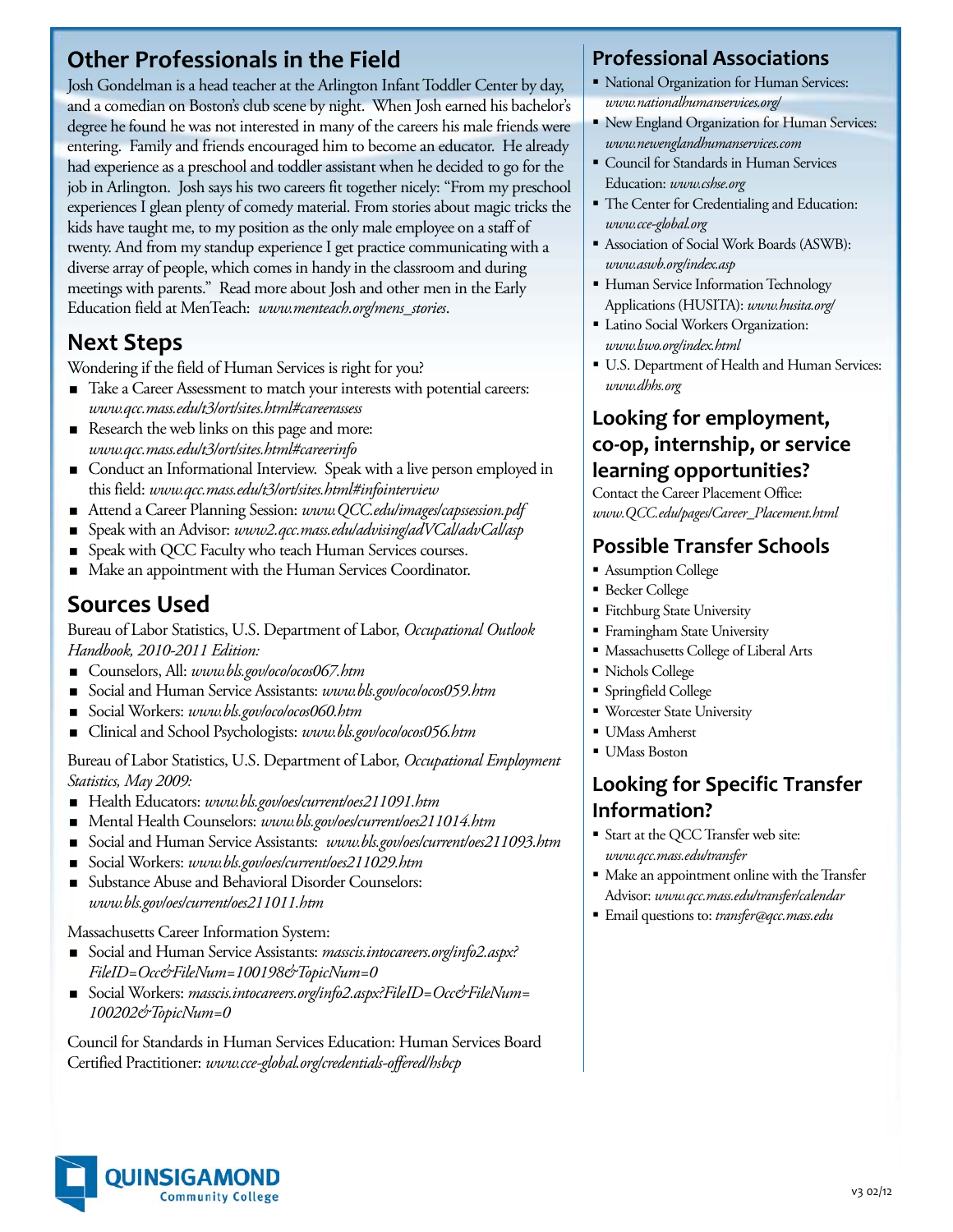## Other Professionals in the Field

Josh Gondelman is a head teacher at the Arlington Infant Toddler Center by day, and a comedian on Boston's club scene by night. When Josh earned his bachelor's degree he found he was not interested in many of the careers his male friends were entering. Family and friends encouraged him to become an educator. He already had experience as a preschool and toddler assistant when he decided to go for the job in Arlington. Josh says his two careers fit together nicely: "From my preschool experiences I glean plenty of comedy material. From stories about magic tricks the kids have taught me, to my position as the only male employee on a staff of twenty. And from my standup experience I get practice communicating with a diverse array of people, which comes in handy in the classroom and during meetings with parents." Read more about Josh and other men in the Early Education field at MenTeach: *www.menteach.org/mens_stories*.

## Next Steps

Wondering if the field of Human Services is right for you?

- Take a Career Assessment to match your interests with potential careers: *www.qcc.mass.edu/t3/ort/sites.html#careerassess*
- Research the web links on this page and more: *www.qcc.mass.edu/t3/ort/sites.html#careerinfo*
- Conduct an Informational Interview. Speak with a live person employed in this field: *www.qcc.mass.edu/t3/ort/sites.html#infointerview*
- Attend a Career Planning Session: *www.QCC.edu/images/capssession.pdf*
- Speak with an Advisor: *www2.qcc.mass.edu/advising/adVCal/advCal/asp*
- Speak with QCC Faculty who teach Human Services courses.
- Make an appointment with the Human Services Coordinator.

## Sources Used

Bureau of Labor Statistics, U.S. Department of Labor, *Occupational Outlook Handbook, 2010-2011 Edition:*

- Counselors, All: *www.bls.gov/oco/ocos067.htm*
- Social and Human Service Assistants: *www.bls.gov/oco/ocos059.htm*
- Social Workers: *www.bls.gov/oco/ocos060.htm*
- Clinical and School Psychologists: *www.bls.gov/oco/ocos056.htm*

Bureau of Labor Statistics, U.S. Department of Labor, *Occupational Employment Statistics, May 2009:*

- Health Educators: *www.bls.gov/oes/current/oes211091.htm*
- Mental Health Counselors: *www.bls.gov/oes/current/oes211014.htm*
- Social and Human Service Assistants: *www.bls.gov/oes/current/oes211093.htm*
- Social Workers: *www.bls.gov/oes/current/oes211029.htm*
- Substance Abuse and Behavioral Disorder Counselors: *www.bls.gov/oes/current/oes211011.htm*

Massachusetts Career Information System:

- Social and Human Service Assistants: *masscis.intocareers.org/info2.aspx?FileID=Occ&FileNum=100198&TopicNum=0*
- Social Workers: *masscis.intocareers.org/info2.aspx?FileID=Occ&FileNum=100202&TopicNum=0*

Council for Standards in Human Services Education: Human Services Board Certified Practitioner: *www.cce-global.org/credentials-offered/hsbcp*

## Professional Associations

- National Organization for Human Services: *www.nationalhumanservices.org/*
- New England Organization for Human Services: *www.newenglandhumanservices.com*
- Council for Standards in Human Services Education: *www.cshse.org*
- The Center for Credentialing and Education: *www.cce-global.org*
- Association of Social Work Boards (ASWB): *www.aswb.org/index.asp*
- Human Service Information Technology Applications (HUSITA): *www.husita.org/*
- Latino Social Workers Organization: *www.lswo.org/index.html*
- U.S. Department of Health and Human Services: *www.dhhs.org*

## Looking for employment, co-op, internship, or service learning opportunities?

Contact the Career Placement Office: *www.QCC.edu/pages/Career_Placement.html*

## Possible Transfer Schools

- Assumption College
- Becker College
- Fitchburg State University
- Framingham State University
- Massachusetts College of Liberal Arts
- Nichols College
- Springfield College
- Worcester State University
- UMass Amherst
- UMass Boston

## Looking for Specific Transfer Information?

- Start at the QCC Transfer web site: *www.qcc.mass.edu/transfer*
- Make an appointment online with the Transfer Advisor: *www.qcc.mass.edu/transfer/calendar*
- Email questions to: *transfer@qcc.mass.edu*

QUINSIGAMOND Community College

v3 02/12